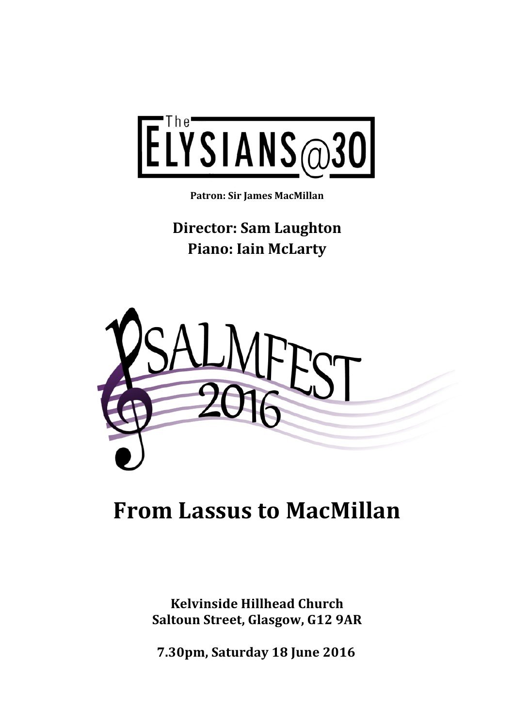# The ELYSIANS@30

**Patron: Sir James MacMillan**

**Director: Sam Laughton**
**Piano: Iain McLarty**

# PSALMFEST 2016

# From Lassus to MacMillan

**Kelvinside Hillhead Church**
**Saltoun Street, Glasgow, G12 9AR**

**7.30pm, Saturday 18 June 2016**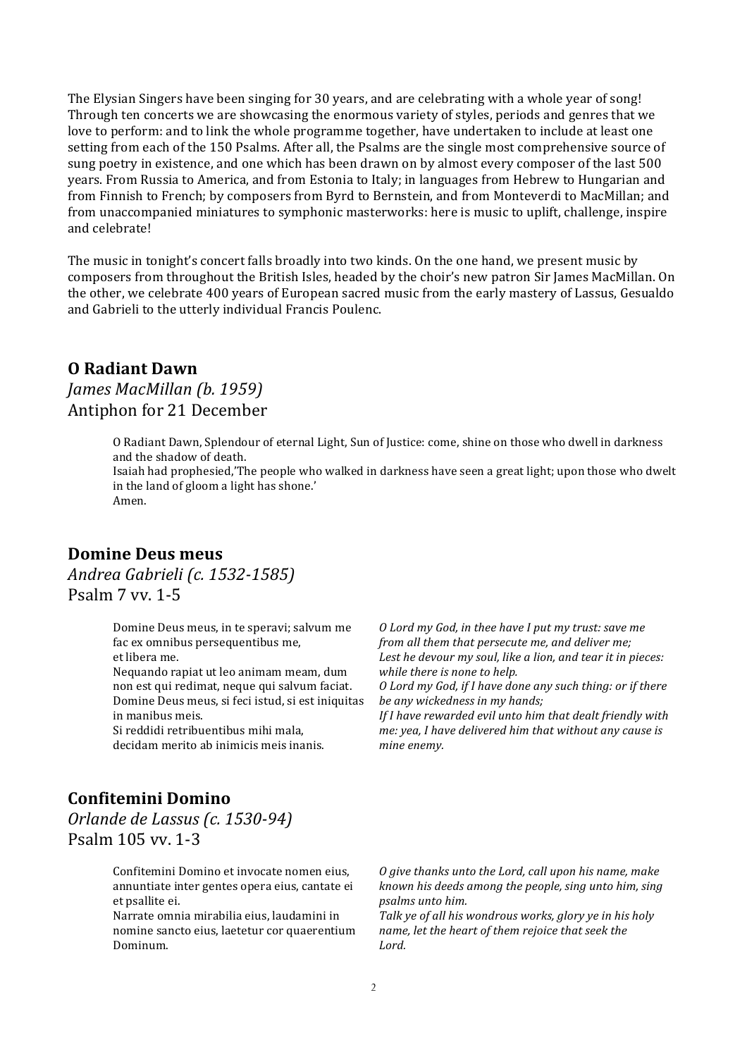The Elysian Singers have been singing for 30 years, and are celebrating with a whole year of song! Through ten concerts we are showcasing the enormous variety of styles, periods and genres that we love to perform: and to link the whole programme together, have undertaken to include at least one setting from each of the 150 Psalms. After all, the Psalms are the single most comprehensive source of sung poetry in existence, and one which has been drawn on by almost every composer of the last 500 years. From Russia to America, and from Estonia to Italy; in languages from Hebrew to Hungarian and from Finnish to French; by composers from Byrd to Bernstein, and from Monteverdi to MacMillan; and from unaccompanied miniatures to symphonic masterworks: here is music to uplift, challenge, inspire and celebrate!

The music in tonight's concert falls broadly into two kinds. On the one hand, we present music by composers from throughout the British Isles, headed by the choir's new patron Sir James MacMillan. On the other, we celebrate 400 years of European sacred music from the early mastery of Lassus, Gesualdo and Gabrieli to the utterly individual Francis Poulenc.

## O Radiant Dawn

*James MacMillan (b. 1959)*
Antiphon for 21 December

> O Radiant Dawn, Splendour of eternal Light, Sun of Justice: come, shine on those who dwell in darkness and the shadow of death.
> Isaiah had prophesied,'The people who walked in darkness have seen a great light; upon those who dwelt in the land of gloom a light has shone.'
> Amen.

## Domine Deus meus

*Andrea Gabrieli (c. 1532-1585)*
Psalm 7 vv. 1-5

> Domine Deus meus, in te speravi; salvum me fac ex omnibus persequentibus me, et libera me.
> Nequando rapiat ut leo animam meam, dum non est qui redimat, neque qui salvum faciat.
> Domine Deus meus, si feci istud, si est iniquitas in manibus meis.
> Si reddidi retribuentibus mihi mala, decidam merito ab inimicis meis inanis.

> *O Lord my God, in thee have I put my trust: save me from all them that persecute me, and deliver me;*
> *Lest he devour my soul, like a lion, and tear it in pieces: while there is none to help.*
> *O Lord my God, if I have done any such thing: or if there be any wickedness in my hands;*
> *If I have rewarded evil unto him that dealt friendly with me: yea, I have delivered him that without any cause is mine enemy.*

## Confitemini Domino

*Orlande de Lassus (c. 1530-94)*
Psalm 105 vv. 1-3

> Confitemini Domino et invocate nomen eius, annuntiate inter gentes opera eius, cantate ei et psallite ei.
> Narrate omnia mirabilia eius, laudamini in nomine sancto eius, laetetur cor quaerentium Dominum.

> *O give thanks unto the Lord, call upon his name, make known his deeds among the people, sing unto him, sing psalms unto him.*
> *Talk ye of all his wondrous works, glory ye in his holy name, let the heart of them rejoice that seek the Lord.*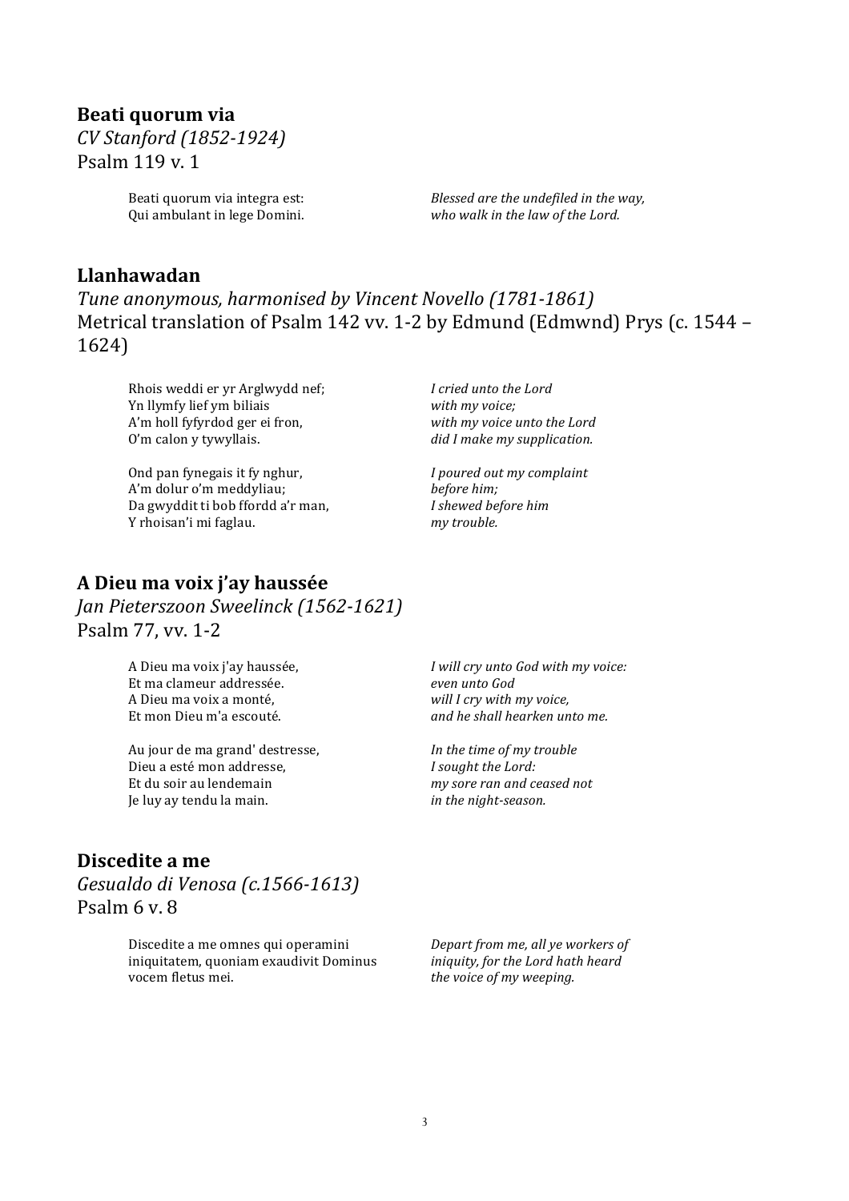## Beati quorum via

*CV Stanford (1852-1924)*
Psalm 119 v. 1

Beati quorum via integra est:
Qui ambulant in lege Domini.

*Blessed are the undefiled in the way,*
*who walk in the law of the Lord.*

## Llanhawadan

*Tune anonymous, harmonised by Vincent Novello (1781-1861)*
Metrical translation of Psalm 142 vv. 1-2 by Edmund (Edmwnd) Prys (c. 1544 – 1624)

Rhois weddi er yr Arglwydd nef;
Yn llymfy lief ym biliais
A'm holl fyfyrdod ger ei fron,
O'm calon y tywyllais.

*I cried unto the Lord*
*with my voice;*
*with my voice unto the Lord*
*did I make my supplication.*

Ond pan fynegais it fy nghur,
A'm dolur o'm meddyliau;
Da gwyddit ti bob ffordd a'r man,
Y rhoisan'i mi faglau.

*I poured out my complaint*
*before him;*
*I shewed before him*
*my trouble.*

## A Dieu ma voix j'ay haussée

*Jan Pieterszoon Sweelinck (1562-1621)*
Psalm 77, vv. 1-2

A Dieu ma voix j'ay haussée,
Et ma clameur addressée.
A Dieu ma voix a monté,
Et mon Dieu m'a escouté.

*I will cry unto God with my voice:*
*even unto God*
*will I cry with my voice,*
*and he shall hearken unto me.*

Au jour de ma grand' destresse,
Dieu a esté mon addresse,
Et du soir au lendemain
Je luy ay tendu la main.

*In the time of my trouble*
*I sought the Lord:*
*my sore ran and ceased not*
*in the night-season.*

## Discedite a me

*Gesualdo di Venosa (c.1566-1613)*
Psalm 6 v. 8

Discedite a me omnes qui operamini
iniquitatem, quoniam exaudivit Dominus
vocem fletus mei.

*Depart from me, all ye workers of*
*iniquity, for the Lord hath heard*
*the voice of my weeping.*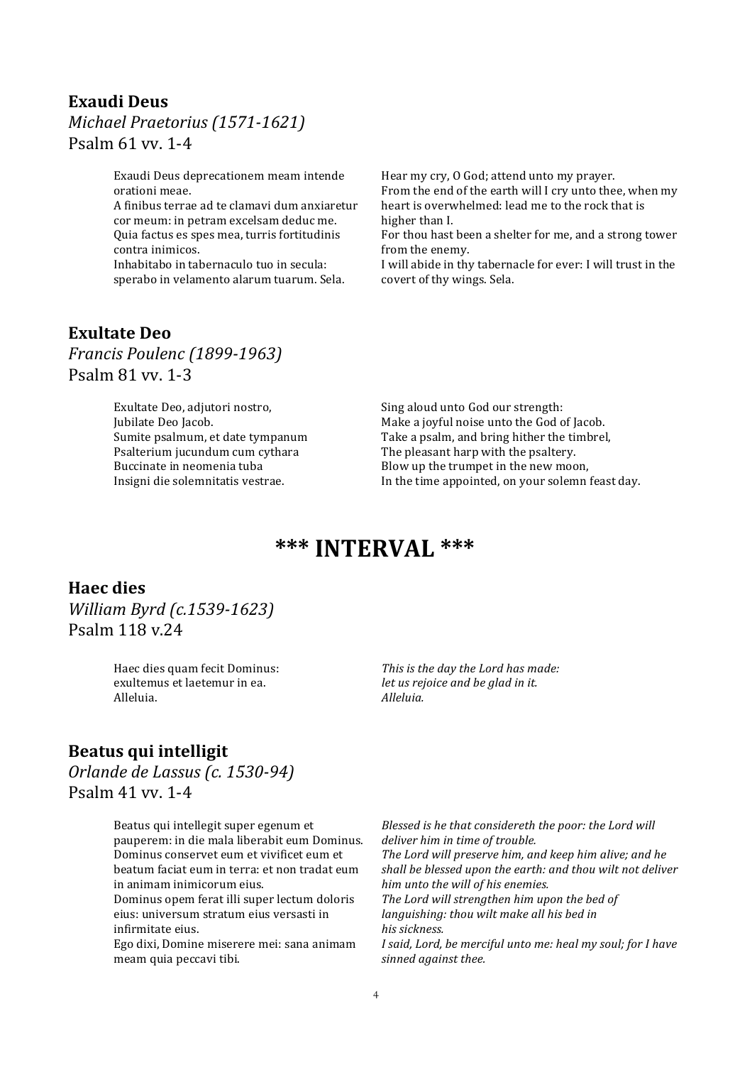## Exaudi Deus

*Michael Praetorius (1571-1621)*
Psalm 61 vv. 1-4

Exaudi Deus deprecationem meam intende orationi meae.
A finibus terrae ad te clamavi dum anxiaretur cor meum: in petram excelsam deduc me.
Quia factus es spes mea, turris fortitudinis contra inimicos.
Inhabitabo in tabernaculo tuo in secula: sperabo in velamento alarum tuarum. Sela.

Hear my cry, O God; attend unto my prayer.
From the end of the earth will I cry unto thee, when my heart is overwhelmed: lead me to the rock that is higher than I.
For thou hast been a shelter for me, and a strong tower from the enemy.
I will abide in thy tabernacle for ever: I will trust in the covert of thy wings. Sela.

## Exultate Deo

*Francis Poulenc (1899-1963)*
Psalm 81 vv. 1-3

Exultate Deo, adjutori nostro,
Jubilate Deo Jacob.
Sumite psalmum, et date tympanum
Psalterium jucundum cum cythara
Buccinate in neomenia tuba
Insigni die solemnitatis vestrae.

Sing aloud unto God our strength:
Make a joyful noise unto the God of Jacob.
Take a psalm, and bring hither the timbrel,
The pleasant harp with the psaltery.
Blow up the trumpet in the new moon,
In the time appointed, on your solemn feast day.

# *** INTERVAL ***

## Haec dies

*William Byrd (c.1539-1623)*
Psalm 118 v.24

Haec dies quam fecit Dominus:
exultemus et laetemur in ea.
Alleluia.

*This is the day the Lord has made:*
*let us rejoice and be glad in it.*
*Alleluia.*

## Beatus qui intelligit

*Orlande de Lassus (c. 1530-94)*
Psalm 41 vv. 1-4

Beatus qui intellegit super egenum et pauperem: in die mala liberabit eum Dominus.
Dominus conservet eum et vivificet eum et beatum faciat eum in terra: et non tradat eum in animam inimicorum eius.
Dominus opem ferat illi super lectum doloris eius: universum stratum eius versasti in infirmitate eius.
Ego dixi, Domine miserere mei: sana animam meam quia peccavi tibi.

*Blessed is he that considereth the poor: the Lord will deliver him in time of trouble.*
*The Lord will preserve him, and keep him alive; and he shall be blessed upon the earth: and thou wilt not deliver him unto the will of his enemies.*
*The Lord will strengthen him upon the bed of languishing: thou wilt make all his bed in his sickness.*
*I said, Lord, be merciful unto me: heal my soul; for I have sinned against thee.*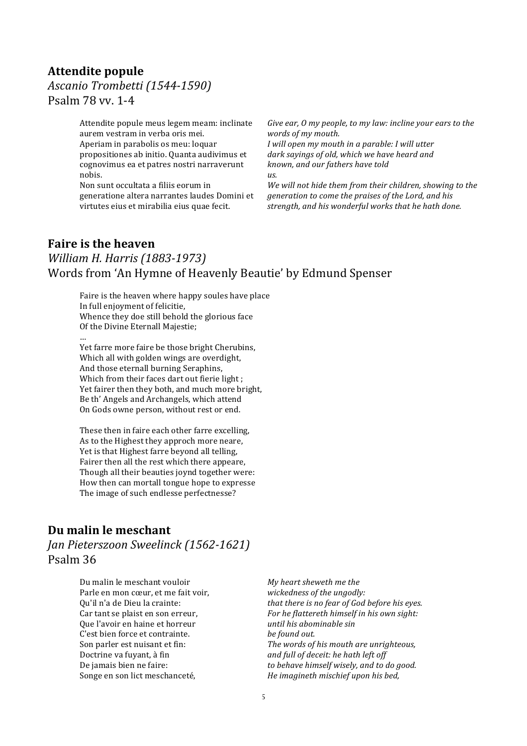## Attendite popule

*Ascanio Trombetti (1544-1590)*

Psalm 78 vv. 1-4

Attendite populi meus legem meam: inclinate aurem vestram in verba oris mei.
Aperiam in parabolis os meu: loquar propositiones ab initio. Quanta audivimus et cognovimus ea et patres nostri narraverunt nobis.
Non sunt occultata a filiis eorum in generatione altera narrantes laudes Domini et virtutes eius et mirabilia eius quae fecit.

*Give ear, O my people, to my law: incline your ears to the words of my mouth.*
*I will open my mouth in a parable: I will utter dark sayings of old, which we have heard and known, and our fathers have told us.*
*We will not hide them from their children, showing to the generation to come the praises of the Lord, and his strength, and his wonderful works that he hath done.*

## Faire is the heaven

*William H. Harris (1883-1973)*

Words from 'An Hymne of Heavenly Beautie' by Edmund Spenser

Faire is the heaven where happy soules have place
In full enjoyment of felicitie,
Whence they doe still behold the glorious face
Of the Divine Eternall Majestie;
…
Yet farre more faire be those bright Cherubins,
Which all with golden wings are overdight,
And those eternall burning Seraphins,
Which from their faces dart out fierie light ;
Yet fairer then they both, and much more bright,
Be th' Angels and Archangels, which attend
On Gods owne person, without rest or end.

These then in faire each other farre excelling,
As to the Highest they approch more neare,
Yet is that Highest farre beyond all telling,
Fairer then all the rest which there appeare,
Though all their beauties joynd together were:
How then can mortall tongue hope to expresse
The image of such endlesse perfectnesse?

## Du malin le meschant

*Jan Pieterszoon Sweelinck (1562-1621)*

Psalm 36

Du malin le meschant vouloir
Parle en mon cœur, et me fait voir,
Qu'il n'a de Dieu la crainte:
Car tant se plaist en son erreur,
Que l'avoir en haine et horreur
C'est bien force et contrainte.
Son parler est nuisant et fin:
Doctrine va fuyant, à fin
De jamais bien ne faire:
Songe en son lict meschanceté,

*My heart sheweth me the*
*wickedness of the ungodly:*
*that there is no fear of God before his eyes.*
*For he flattereth himself in his own sight:*
*until his abominable sin*
*be found out.*
*The words of his mouth are unrighteous,*
*and full of deceit: he hath left off*
*to behave himself wisely, and to do good.*
*He imagineth mischief upon his bed,*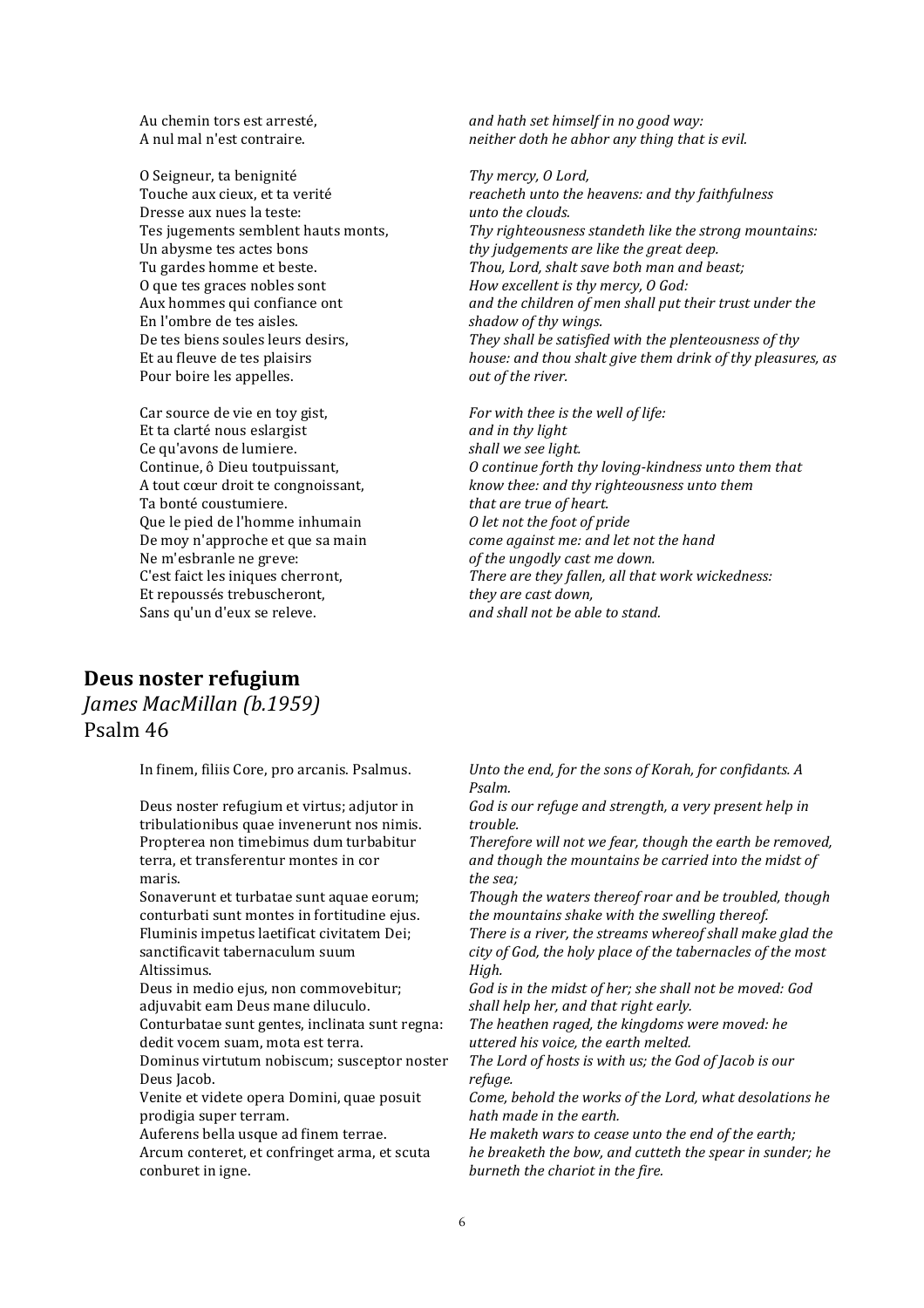Au chemin tors est arresté,
A nul mal n'est contraire.

*and hath set himself in no good way:*
*neither doth he abhor any thing that is evil.*

O Seigneur, ta benignité
Touche aux cieux, et ta verité
Dresse aux nues la teste:
Tes jugements semblent hauts monts,
Un abysme tes actes bons
Tu gardes homme et beste.
O que tes graces nobles sont
Aux hommes qui confiance ont
En l'ombre de tes aisles.
De tes biens soules leurs desirs,
Et au fleuve de tes plaisirs
Pour boire les appelles.

*Thy mercy, O Lord,*
*reacheth unto the heavens: and thy faithfulness*
*unto the clouds.*
*Thy righteousness standeth like the strong mountains:*
*thy judgements are like the great deep.*
*Thou, Lord, shalt save both man and beast;*
*How excellent is thy mercy, O God:*
*and the children of men shall put their trust under the shadow of thy wings.*
*They shall be satisfied with the plenteousness of thy house: and thou shalt give them drink of thy pleasures, as out of the river.*

Car source de vie en toy gist,
Et ta clarté nous eslargist
Ce qu'avons de lumiere.
Continue, ô Dieu toutpuissant,
A tout cœur droit te congnoissant,
Ta bonté coustumiere.
Que le pied de l'homme inhumain
De moy n'approche et que sa main
Ne m'esbranle ne greve:
C'est faict les iniques cherront,
Et repoussés trebuscheront,
Sans qu'un d'eux se releve.

*For with thee is the well of life:*
*and in thy light*
*shall we see light.*
*O continue forth thy loving-kindness unto them that know thee: and thy righteousness unto them*
*that are true of heart.*
*O let not the foot of pride*
*come against me: and let not the hand*
*of the ungodly cast me down.*
*There are they fallen, all that work wickedness:*
*they are cast down,*
*and shall not be able to stand.*

## Deus noster refugium

*James MacMillan (b.1959)*
Psalm 46

In finem, filiis Core, pro arcanis. Psalmus.

*Unto the end, for the sons of Korah, for confidants. A Psalm.*

Deus noster refugium et virtus; adjutor in tribulationibus quae invenerunt nos nimis.
Propterea non timebimus dum turbabitur terra, et transferentur montes in cor maris.
Sonaverunt et turbatae sunt aquae eorum; conturbati sunt montes in fortitudine ejus.
Fluminis impetus laetificat civitatem Dei; sanctificavit tabernaculum suum Altissimus.
Deus in medio ejus, non commovebitur; adjuvabit eam Deus mane diluculo.
Conturbatae sunt gentes, inclinata sunt regna: dedit vocem suam, mota est terra.
Dominus virtutum nobiscum; susceptor noster Deus Jacob.
Venite et videte opera Domini, quae posuit prodigia super terram.
Auferens bella usque ad finem terrae.
Arcum conteret, et confringet arma, et scuta conburet in igne.

*God is our refuge and strength, a very present help in trouble.*
*Therefore will not we fear, though the earth be removed, and though the mountains be carried into the midst of the sea;*
*Though the waters thereof roar and be troubled, though the mountains shake with the swelling thereof.*
*There is a river, the streams whereof shall make glad the city of God, the holy place of the tabernacles of the most High.*
*God is in the midst of her; she shall not be moved: God shall help her, and that right early.*
*The heathen raged, the kingdoms were moved: he uttered his voice, the earth melted.*
*The Lord of hosts is with us; the God of Jacob is our refuge.*
*Come, behold the works of the Lord, what desolations he hath made in the earth.*
*He maketh wars to cease unto the end of the earth;*
*he breaketh the bow, and cutteth the spear in sunder; he burneth the chariot in the fire.*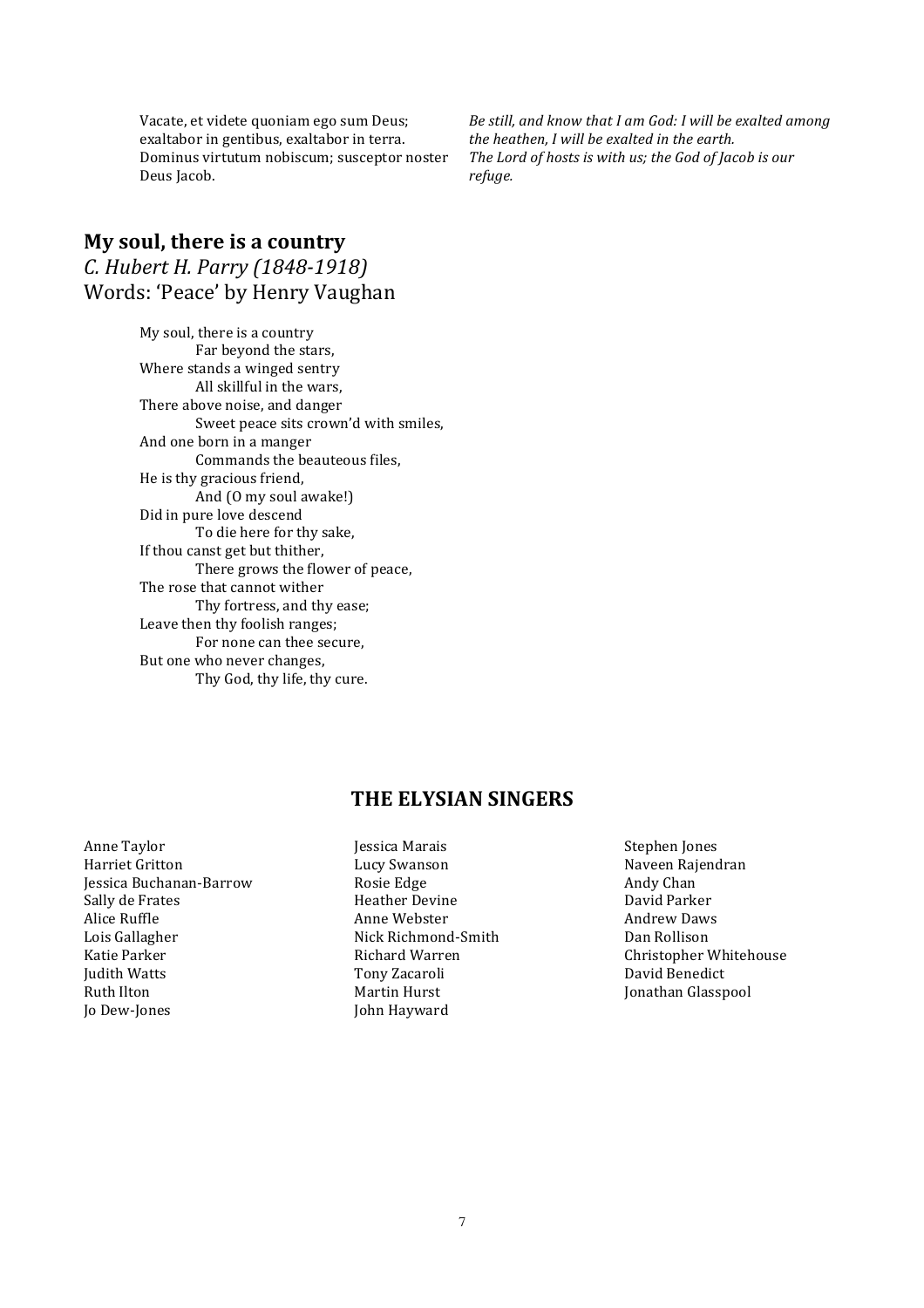| | |
|---|---|
| Vacate, et videte quoniam ego sum Deus; exaltabor in gentibus, exaltabor in terra. Dominus virtutum nobiscum; susceptor noster Deus Jacob. | *Be still, and know that I am God: I will be exalted among the heathen, I will be exalted in the earth. The Lord of hosts is with us; the God of Jacob is our refuge.* |

## My soul, there is a country

*C. Hubert H. Parry (1848-1918)*
Words: 'Peace' by Henry Vaughan

My soul, there is a country
    Far beyond the stars,
Where stands a winged sentry
    All skillful in the wars,
There above noise, and danger
    Sweet peace sits crown'd with smiles,
And one born in a manger
    Commands the beauteous files,
He is thy gracious friend,
    And (O my soul awake!)
Did in pure love descend
    To die here for thy sake,
If thou canst get but thither,
    There grows the flower of peace,
The rose that cannot wither
    Thy fortress, and thy ease;
Leave then thy foolish ranges;
    For none can thee secure,
But one who never changes,
    Thy God, thy life, thy cure.

## THE ELYSIAN SINGERS

Anne Taylor
Harriet Gritton
Jessica Buchanan-Barrow
Sally de Frates
Alice Ruffle
Lois Gallagher
Katie Parker
Judith Watts
Ruth Ilton
Jo Dew-Jones

Jessica Marais
Lucy Swanson
Rosie Edge
Heather Devine
Anne Webster
Nick Richmond-Smith
Richard Warren
Tony Zacaroli
Martin Hurst
John Hayward

Stephen Jones
Naveen Rajendran
Andy Chan
David Parker
Andrew Daws
Dan Rollison
Christopher Whitehouse
David Benedict
Jonathan Glasspool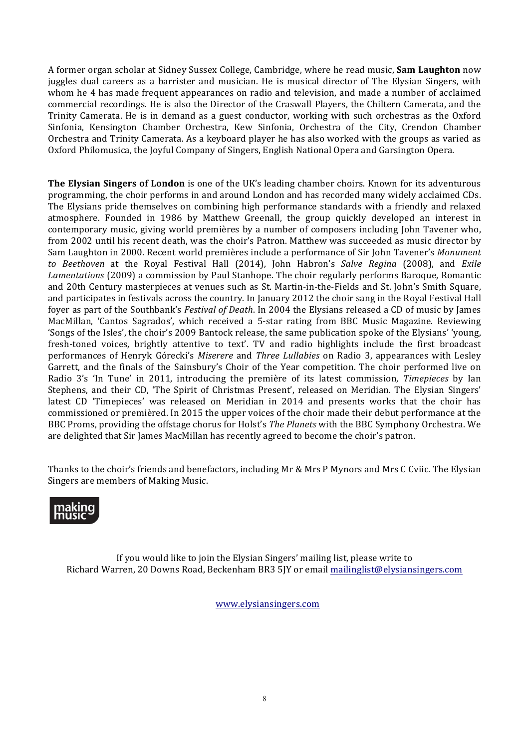A former organ scholar at Sidney Sussex College, Cambridge, where he read music, **Sam Laughton** now juggles dual careers as a barrister and musician. He is musical director of The Elysian Singers, with whom he 4 has made frequent appearances on radio and television, and made a number of acclaimed commercial recordings. He is also the Director of the Craswall Players, the Chiltern Camerata, and the Trinity Camerata. He is in demand as a guest conductor, working with such orchestras as the Oxford Sinfonia, Kensington Chamber Orchestra, Kew Sinfonia, Orchestra of the City, Crendon Chamber Orchestra and Trinity Camerata. As a keyboard player he has also worked with the groups as varied as Oxford Philomusica, the Joyful Company of Singers, English National Opera and Garsington Opera.

**The Elysian Singers of London** is one of the UK's leading chamber choirs. Known for its adventurous programming, the choir performs in and around London and has recorded many widely acclaimed CDs. The Elysians pride themselves on combining high performance standards with a friendly and relaxed atmosphere. Founded in 1986 by Matthew Greenall, the group quickly developed an interest in contemporary music, giving world premières by a number of composers including John Tavener who, from 2002 until his recent death, was the choir's Patron. Matthew was succeeded as music director by Sam Laughton in 2000. Recent world premières include a performance of Sir John Tavener's *Monument to Beethoven* at the Royal Festival Hall (2014), John Habron's *Salve Regina* (2008), and *Exile Lamentations* (2009) a commission by Paul Stanhope. The choir regularly performs Baroque, Romantic and 20th Century masterpieces at venues such as St. Martin-in-the-Fields and St. John's Smith Square, and participates in festivals across the country. In January 2012 the choir sang in the Royal Festival Hall foyer as part of the Southbank's *Festival of Death*. In 2004 the Elysians released a CD of music by James MacMillan, 'Cantos Sagrados', which received a 5-star rating from BBC Music Magazine. Reviewing 'Songs of the Isles', the choir's 2009 Bantock release, the same publication spoke of the Elysians' 'young, fresh-toned voices, brightly attentive to text'. TV and radio highlights include the first broadcast performances of Henryk Górecki's *Miserere* and *Three Lullabies* on Radio 3, appearances with Lesley Garrett, and the finals of the Sainsbury's Choir of the Year competition. The choir performed live on Radio 3's 'In Tune' in 2011, introducing the première of its latest commission, *Timepieces* by Ian Stephens, and their CD, 'The Spirit of Christmas Present', released on Meridian. The Elysian Singers' latest CD 'Timepieces' was released on Meridian in 2014 and presents works that the choir has commissioned or premièred. In 2015 the upper voices of the choir made their debut performance at the BBC Proms, providing the offstage chorus for Holst's *The Planets* with the BBC Symphony Orchestra. We are delighted that Sir James MacMillan has recently agreed to become the choir's patron.

Thanks to the choir's friends and benefactors, including Mr & Mrs P Mynors and Mrs C Cviic. The Elysian Singers are members of Making Music.

making music

If you would like to join the Elysian Singers' mailing list, please write to Richard Warren, 20 Downs Road, Beckenham BR3 5JY or email mailinglist@elysiansingers.com

www.elysiansingers.com